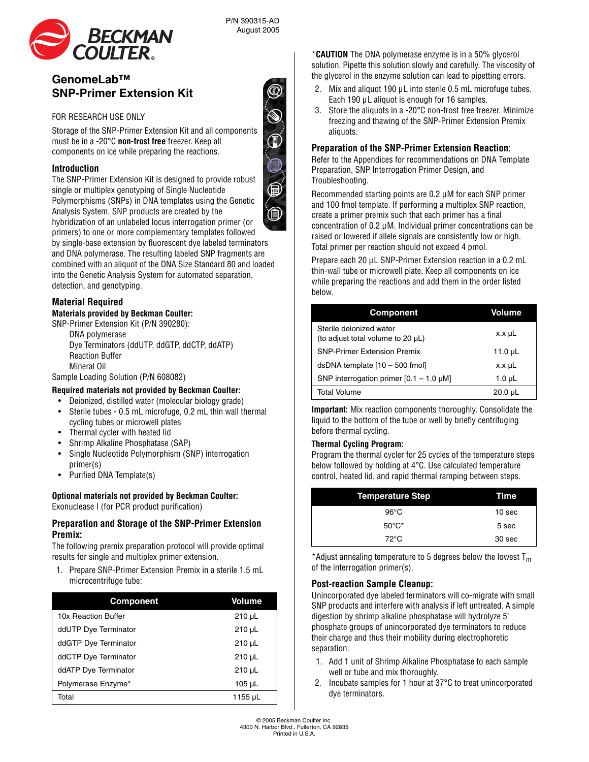P/N 390315-AD
August 2005

# GenomeLab™ SNP-Primer Extension Kit

FOR RESEARCH USE ONLY

Storage of the SNP-Primer Extension Kit and all components must be in a -20°C **non-frost free** freezer. Keep all components on ice while preparing the reactions.

## Introduction

The SNP-Primer Extension Kit is designed to provide robust single or multiplex genotyping of Single Nucleotide Polymorphisms (SNPs) in DNA templates using the Genetic Analysis System. SNP products are created by the hybridization of an unlabeled locus interrogation primer (or primers) to one or more complementary templates followed by single-base extension by fluorescent dye labeled terminators and DNA polymerase. The resulting labeled SNP fragments are combined with an aliquot of the DNA Size Standard 80 and loaded into the Genetic Analysis System for automated separation, detection, and genotyping.

## Material Required

### Materials provided by Beckman Coulter:

SNP-Primer Extension Kit (P/N 390280):

- DNA polymerase
- Dye Terminators (ddUTP, ddGTP, ddCTP, ddATP)
- Reaction Buffer
- Mineral Oil

Sample Loading Solution (P/N 608082)

### Required materials not provided by Beckman Coulter:

- Deionized, distilled water (molecular biology grade)
- Sterile tubes - 0.5 mL microfuge, 0.2 mL thin wall thermal cycling tubes or microwell plates
- Thermal cycler with heated lid
- Shrimp Alkaline Phosphatase (SAP)
- Single Nucleotide Polymorphism (SNP) interrogation primer(s)
- Purified DNA Template(s)

### Optional materials not provided by Beckman Coulter:

Exonuclease I (for PCR product purification)

## Preparation and Storage of the SNP-Primer Extension Premix:

The following premix preparation protocol will provide optimal results for single and multiplex primer extension.

1. Prepare SNP-Primer Extension Premix in a sterile 1.5 mL microcentrifuge tube:

| Component | Volume |
|---|---|
| 10x Reaction Buffer | 210 µL |
| ddUTP Dye Terminator | 210 µL |
| ddGTP Dye Terminator | 210 µL |
| ddCTP Dye Terminator | 210 µL |
| ddATP Dye Terminator | 210 µL |
| Polymerase Enzyme* | 105 µL |
| Total | 1155 µL |

*__CAUTION__ The DNA polymerase enzyme is in a 50% glycerol solution. Pipette this solution slowly and carefully. The viscosity of the glycerol in the enzyme solution can lead to pipetting errors.

2. Mix and aliquot 190 µL into sterile 0.5 mL microfuge tubes. Each 190 µL aliquot is enough for 16 samples.
3. Store the aliquots in a -20°C non-frost free freezer. Minimize freezing and thawing of the SNP-Primer Extension Premix aliquots.

## Preparation of the SNP-Primer Extension Reaction:

Refer to the Appendices for recommendations on DNA Template Preparation, SNP Interrogation Primer Design, and Troubleshooting.

Recommended starting points are 0.2 µM for each SNP primer and 100 fmol template. If performing a multiplex SNP reaction, create a primer premix such that each primer has a final concentration of 0.2 µM. Individual primer concentrations can be raised or lowered if allele signals are consistently low or high. Total primer per reaction should not exceed 4 pmol.

Prepare each 20 µL SNP-Primer Extension reaction in a 0.2 mL thin-wall tube or microwell plate. Keep all components on ice while preparing the reactions and add them in the order listed below.

| Component | Volume |
|---|---|
| Sterile deionized water (to adjust total volume to 20 µL) | x.x µL |
| SNP-Primer Extension Premix | 11.0 µL |
| dsDNA template [10 – 500 fmol] | x.x µL |
| SNP interrogation primer [0.1 – 1.0 µM] | 1.0 µL |
| Total Volume | 20.0 µL |

**Important:** Mix reaction components thoroughly. Consolidate the liquid to the bottom of the tube or well by briefly centrifuging before thermal cycling.

### Thermal Cycling Program:

Program the thermal cycler for 25 cycles of the temperature steps below followed by holding at 4°C. Use calculated temperature control, heated lid, and rapid thermal ramping between steps.

| Temperature Step | Time |
|---|---|
| 96°C | 10 sec |
| 50°C* | 5 sec |
| 72°C | 30 sec |

*Adjust annealing temperature to 5 degrees below the lowest $T_m$ of the interrogation primer(s).

## Post-reaction Sample Cleanup:

Unincorporated dye labeled terminators will co-migrate with small SNP products and interfere with analysis if left untreated. A simple digestion by shrimp alkaline phosphatase will hydrolyze 5' phosphate groups of unincorporated dye terminators to reduce their charge and thus their mobility during electrophoretic separation.

1. Add 1 unit of Shrimp Alkaline Phosphatase to each sample well or tube and mix thoroughly.
2. Incubate samples for 1 hour at 37°C to treat unincorporated dye terminators.

© 2005 Beckman Coulter Inc.
4300 N. Harbor Blvd., Fullerton, CA 92835
Printed in U.S.A.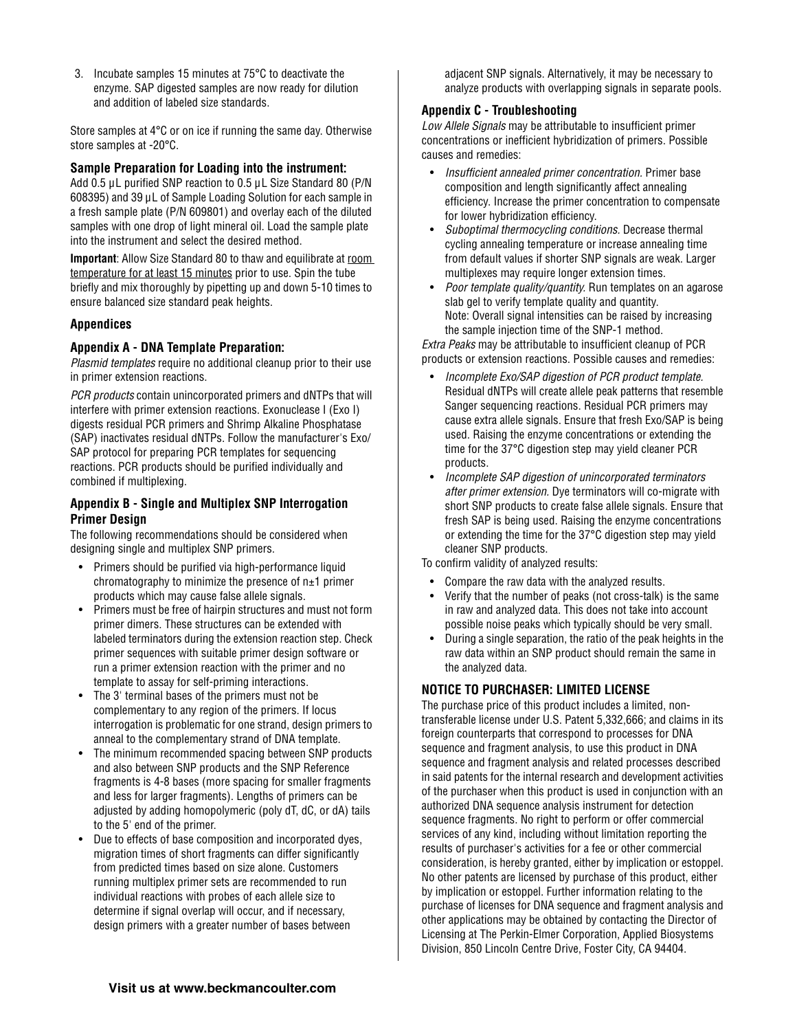3. Incubate samples 15 minutes at 75°C to deactivate the enzyme. SAP digested samples are now ready for dilution and addition of labeled size standards.

Store samples at 4°C or on ice if running the same day. Otherwise store samples at -20°C.

### Sample Preparation for Loading into the instrument:

Add 0.5 µL purified SNP reaction to 0.5 µL Size Standard 80 (P/N 608395) and 39 µL of Sample Loading Solution for each sample in a fresh sample plate (P/N 609801) and overlay each of the diluted samples with one drop of light mineral oil. Load the sample plate into the instrument and select the desired method.

**Important**: Allow Size Standard 80 to thaw and equilibrate at room temperature for at least 15 minutes prior to use. Spin the tube briefly and mix thoroughly by pipetting up and down 5-10 times to ensure balanced size standard peak heights.

## Appendices

### Appendix A - DNA Template Preparation:

*Plasmid templates* require no additional cleanup prior to their use in primer extension reactions.

*PCR products* contain unincorporated primers and dNTPs that will interfere with primer extension reactions. Exonuclease I (Exo I) digests residual PCR primers and Shrimp Alkaline Phosphatase (SAP) inactivates residual dNTPs. Follow the manufacturer's Exo/SAP protocol for preparing PCR templates for sequencing reactions. PCR products should be purified individually and combined if multiplexing.

### Appendix B - Single and Multiplex SNP Interrogation Primer Design

The following recommendations should be considered when designing single and multiplex SNP primers.

- Primers should be purified via high-performance liquid chromatography to minimize the presence of n±1 primer products which may cause false allele signals.
- Primers must be free of hairpin structures and must not form primer dimers. These structures can be extended with labeled terminators during the extension reaction step. Check primer sequences with suitable primer design software or run a primer extension reaction with the primer and no template to assay for self-priming interactions.
- The 3' terminal bases of the primers must not be complementary to any region of the primers. If locus interrogation is problematic for one strand, design primers to anneal to the complementary strand of DNA template.
- The minimum recommended spacing between SNP products and also between SNP products and the SNP Reference fragments is 4-8 bases (more spacing for smaller fragments and less for larger fragments). Lengths of primers can be adjusted by adding homopolymeric (poly dT, dC, or dA) tails to the 5' end of the primer.
- Due to effects of base composition and incorporated dyes, migration times of short fragments can differ significantly from predicted times based on size alone. Customers running multiplex primer sets are recommended to run individual reactions with probes of each allele size to determine if signal overlap will occur, and if necessary, design primers with a greater number of bases between adjacent SNP signals. Alternatively, it may be necessary to analyze products with overlapping signals in separate pools.

### Appendix C - Troubleshooting

*Low Allele Signals* may be attributable to insufficient primer concentrations or inefficient hybridization of primers. Possible causes and remedies:

- *Insufficient annealed primer concentration.* Primer base composition and length significantly affect annealing efficiency. Increase the primer concentration to compensate for lower hybridization efficiency.
- *Suboptimal thermocycling conditions.* Decrease thermal cycling annealing temperature or increase annealing time from default values if shorter SNP signals are weak. Larger multiplexes may require longer extension times.
- *Poor template quality/quantity.* Run templates on an agarose slab gel to verify template quality and quantity.
  Note: Overall signal intensities can be raised by increasing the sample injection time of the SNP-1 method.

*Extra Peaks* may be attributable to insufficient cleanup of PCR products or extension reactions. Possible causes and remedies:

- *Incomplete Exo/SAP digestion of PCR product template.* Residual dNTPs will create allele peak patterns that resemble Sanger sequencing reactions. Residual PCR primers may cause extra allele signals. Ensure that fresh Exo/SAP is being used. Raising the enzyme concentrations or extending the time for the 37°C digestion step may yield cleaner PCR products.
- *Incomplete SAP digestion of unincorporated terminators after primer extension.* Dye terminators will co-migrate with short SNP products to create false allele signals. Ensure that fresh SAP is being used. Raising the enzyme concentrations or extending the time for the 37°C digestion step may yield cleaner SNP products.

To confirm validity of analyzed results:

- Compare the raw data with the analyzed results.
- Verify that the number of peaks (not cross-talk) is the same in raw and analyzed data. This does not take into account possible noise peaks which typically should be very small.
- During a single separation, the ratio of the peak heights in the raw data within an SNP product should remain the same in the analyzed data.

### NOTICE TO PURCHASER: LIMITED LICENSE

The purchase price of this product includes a limited, non-transferable license under U.S. Patent 5,332,666; and claims in its foreign counterparts that correspond to processes for DNA sequence and fragment analysis, to use this product in DNA sequence and fragment analysis and related processes described in said patents for the internal research and development activities of the purchaser when this product is used in conjunction with an authorized DNA sequence analysis instrument for detection sequence fragments. No right to perform or offer commercial services of any kind, including without limitation reporting the results of purchaser's activities for a fee or other commercial consideration, is hereby granted, either by implication or estoppel. No other patents are licensed by purchase of this product, either by implication or estoppel. Further information relating to the purchase of licenses for DNA sequence and fragment analysis and other applications may be obtained by contacting the Director of Licensing at The Perkin-Elmer Corporation, Applied Biosystems Division, 850 Lincoln Centre Drive, Foster City, CA 94404.

**Visit us at www.beckmancoulter.com**